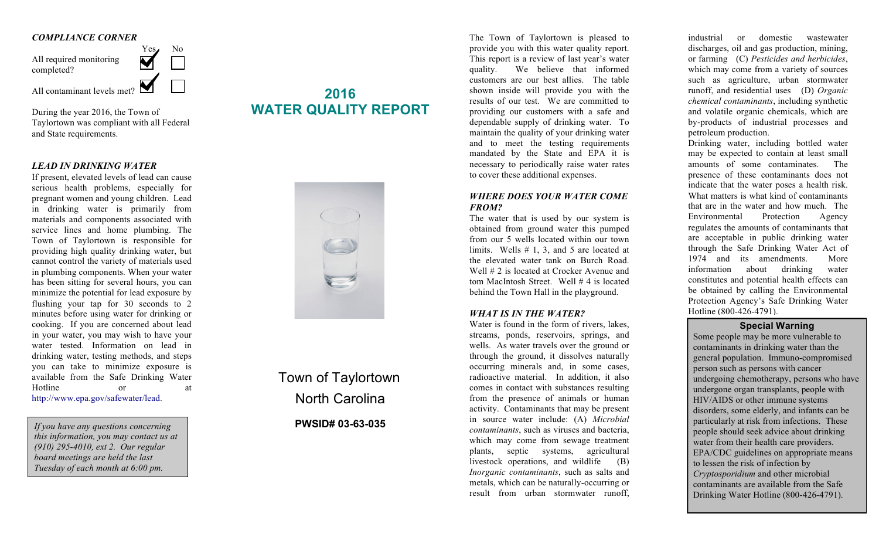### *COMPLIANCE CORNER*

| | Yes | No |
|---|---|---|
| All required monitoring completed? | ☑ | ☐ |
| All contaminant levels met? | ☑ | ☐ |

During the year 2016, the Town of Taylortown was compliant with all Federal and State requirements.

### *LEAD IN DRINKING WATER*

If present, elevated levels of lead can cause serious health problems, especially for pregnant women and young children. Lead in drinking water is primarily from materials and components associated with service lines and home plumbing. The Town of Taylortown is responsible for providing high quality drinking water, but cannot control the variety of materials used in plumbing components. When your water has been sitting for several hours, you can minimize the potential for lead exposure by flushing your tap for 30 seconds to 2 minutes before using water for drinking or cooking. If you are concerned about lead in your water, you may wish to have your water tested. Information on lead in drinking water, testing methods, and steps you can take to minimize exposure is available from the Safe Drinking Water Hotline or at http://www.epa.gov/safewater/lead.

*If you have any questions concerning this information, you may contact us at (910) 295-4010, ext 2. Our regular board meetings are held the last Tuesday of each month at 6:00 pm.*

# 2016 WATER QUALITY REPORT

Town of Taylortown

North Carolina

**PWSID# 03-63-035**

The Town of Taylortown is pleased to provide you with this water quality report. This report is a review of last year's water quality. We believe that informed customers are our best allies. The table shown inside will provide you with the results of our test. We are committed to providing our customers with a safe and dependable supply of drinking water. To maintain the quality of your drinking water and to meet the testing requirements mandated by the State and EPA it is necessary to periodically raise water rates to cover these additional expenses.

### *WHERE DOES YOUR WATER COME FROM?*

The water that is used by our system is obtained from ground water this pumped from our 5 wells located within our town limits. Wells # 1, 3, and 5 are located at the elevated water tank on Burch Road. Well # 2 is located at Crocker Avenue and tom MacIntosh Street. Well # 4 is located behind the Town Hall in the playground.

### *WHAT IS IN THE WATER?*

Water is found in the form of rivers, lakes, streams, ponds, reservoirs, springs, and wells. As water travels over the ground or through the ground, it dissolves naturally occurring minerals and, in some cases, radioactive material. In addition, it also comes in contact with substances resulting from the presence of animals or human activity. Contaminants that may be present in source water include: (A) *Microbial contaminants*, such as viruses and bacteria, which may come from sewage treatment plants, septic systems, agricultural livestock operations, and wildlife (B) *Inorganic contaminants*, such as salts and metals, which can be naturally-occurring or result from urban stormwater runoff, industrial or domestic wastewater discharges, oil and gas production, mining, or farming (C) *Pesticides and herbicides*, which may come from a variety of sources such as agriculture, urban stormwater runoff, and residential uses (D) *Organic chemical contaminants*, including synthetic and volatile organic chemicals, which are by-products of industrial processes and petroleum production.

Drinking water, including bottled water may be expected to contain at least small amounts of some contaminates. The presence of these contaminants does not indicate that the water poses a health risk. What matters is what kind of contaminants that are in the water and how much. The Environmental Protection Agency regulates the amounts of contaminants that are acceptable in public drinking water through the Safe Drinking Water Act of 1974 and its amendments. More information about drinking water constitutes and potential health effects can be obtained by calling the Environmental Protection Agency's Safe Drinking Water Hotline (800-426-4791).

**Special Warning**

Some people may be more vulnerable to contaminants in drinking water than the general population. Immuno-compromised person such as persons with cancer undergoing chemotherapy, persons who have undergone organ transplants, people with HIV/AIDS or other immune systems disorders, some elderly, and infants can be particularly at risk from infections. These people should seek advice about drinking water from their health care providers. EPA/CDC guidelines on appropriate means to lessen the risk of infection by *Cryptosporidium* and other microbial contaminants are available from the Safe Drinking Water Hotline (800-426-4791).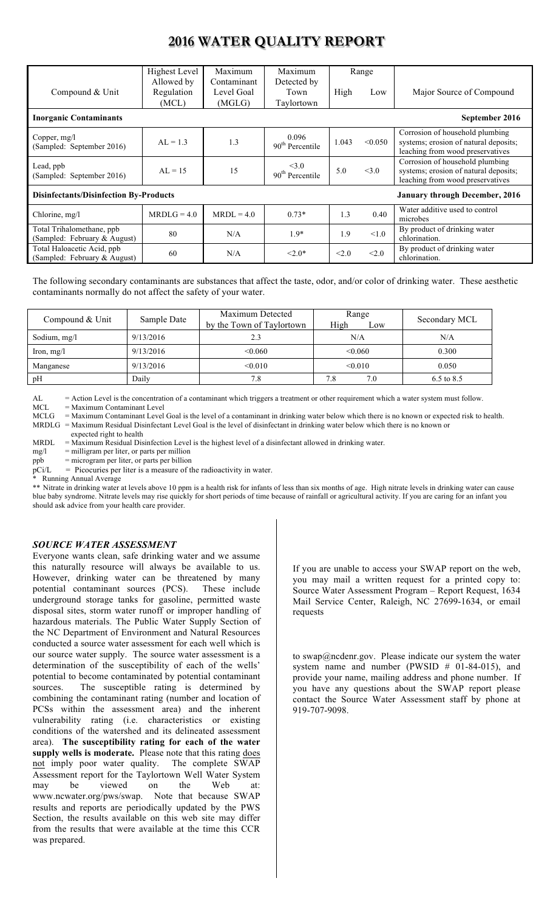# 2016 WATER QUALITY REPORT

| Compound & Unit | Highest Level Allowed by Regulation (MCL) | Maximum Contaminant Level Goal (MGLG) | Maximum Detected by Town Taylortown | Range High | Range Low | Major Source of Compound |
|---|---|---|---|---|---|---|
| **Inorganic Contaminants** | | | | | | **September 2016** |
| Copper, mg/l (Sampled: September 2016) | AL = 1.3 | 1.3 | 0.096 90th Percentile | 1.043 | <0.050 | Corrosion of household plumbing systems; erosion of natural deposits; leaching from wood preservatives |
| Lead, ppb (Sampled: September 2016) | AL = 15 | 15 | <3.0 90th Percentile | 5.0 | <3.0 | Corrosion of household plumbing systems; erosion of natural deposits; leaching from wood preservatives |
| **Disinfectants/Disinfection By-Products** | | | | | | **January through December, 2016** |
| Chlorine, mg/l | MRDLG = 4.0 | MRDL = 4.0 | 0.73* | 1.3 | 0.40 | Water additive used to control microbes |
| Total Trihalomethane, ppb (Sampled: February & August) | 80 | N/A | 1.9* | 1.9 | <1.0 | By product of drinking water chlorination. |
| Total Haloacetic Acid, ppb (Sampled: February & August) | 60 | N/A | <2.0* | <2.0 | <2.0 | By product of drinking water chlorination. |

The following secondary contaminants are substances that affect the taste, odor, and/or color of drinking water. These aesthetic contaminants normally do not affect the safety of your water.

| Compound & Unit | Sample Date | Maximum Detected by the Town of Taylortown | Range High | Range Low | Secondary MCL |
|---|---|---|---|---|---|
| Sodium, mg/l | 9/13/2016 | 2.3 | N/A | | N/A |
| Iron, mg/l | 9/13/2016 | <0.060 | <0.060 | | 0.300 |
| Manganese | 9/13/2016 | <0.010 | <0.010 | | 0.050 |
| pH | Daily | 7.8 | 7.8 | 7.0 | 6.5 to 8.5 |

AL = Action Level is the concentration of a contaminant which triggers a treatment or other requirement which a water system must follow.
MCL = Maximum Contaminant Level
MCLG = Maximum Contaminant Level Goal is the level of a contaminant in drinking water below which there is no known or expected risk to health.
MRDLG = Maximum Residual Disinfectant Level Goal is the level of disinfectant in drinking water below which there is no known or expected right to health
MRDL = Maximum Residual Disinfection Level is the highest level of a disinfectant allowed in drinking water.
mg/l = milligram per liter, or parts per million
ppb = microgram per liter, or parts per billion
pCi/L = Picocuries per liter is a measure of the radioactivity in water.
\* Running Annual Average
\*\* Nitrate in drinking water at levels above 10 ppm is a health risk for infants of less than six months of age. High nitrate levels in drinking water can cause blue baby syndrome. Nitrate levels may rise quickly for short periods of time because of rainfall or agricultural activity. If you are caring for an infant you should ask advice from your health care provider.

### *SOURCE WATER ASSESSMENT*

Everyone wants clean, safe drinking water and we assume this naturally resource will always be available to us. However, drinking water can be threatened by many potential contaminant sources (PCS). These include underground storage tanks for gasoline, permitted waste disposal sites, storm water runoff or improper handling of hazardous materials. The Public Water Supply Section of the NC Department of Environment and Natural Resources conducted a source water assessment for each well which is our source water supply. The source water assessment is a determination of the susceptibility of each of the wells' potential to become contaminated by potential contaminant sources. The susceptible rating is determined by combining the contaminant rating (number and location of PCSs within the assessment area) and the inherent vulnerability rating (i.e. characteristics or existing conditions of the watershed and its delineated assessment area). **The susceptibility rating for each of the water supply wells is moderate.** Please note that this rating does not imply poor water quality. The complete SWAP Assessment report for the Taylortown Well Water System may be viewed on the Web at: www.ncwater.org/pws/swap. Note that because SWAP results and reports are periodically updated by the PWS Section, the results available on this web site may differ from the results that were available at the time this CCR was prepared.

If you are unable to access your SWAP report on the web, you may mail a written request for a printed copy to: Source Water Assessment Program – Report Request, 1634 Mail Service Center, Raleigh, NC 27699-1634, or email requests

to swap@ncdenr.gov. Please indicate our system the water system name and number (PWSID # 01-84-015), and provide your name, mailing address and phone number. If you have any questions about the SWAP report please contact the Source Water Assessment staff by phone at 919-707-9098.